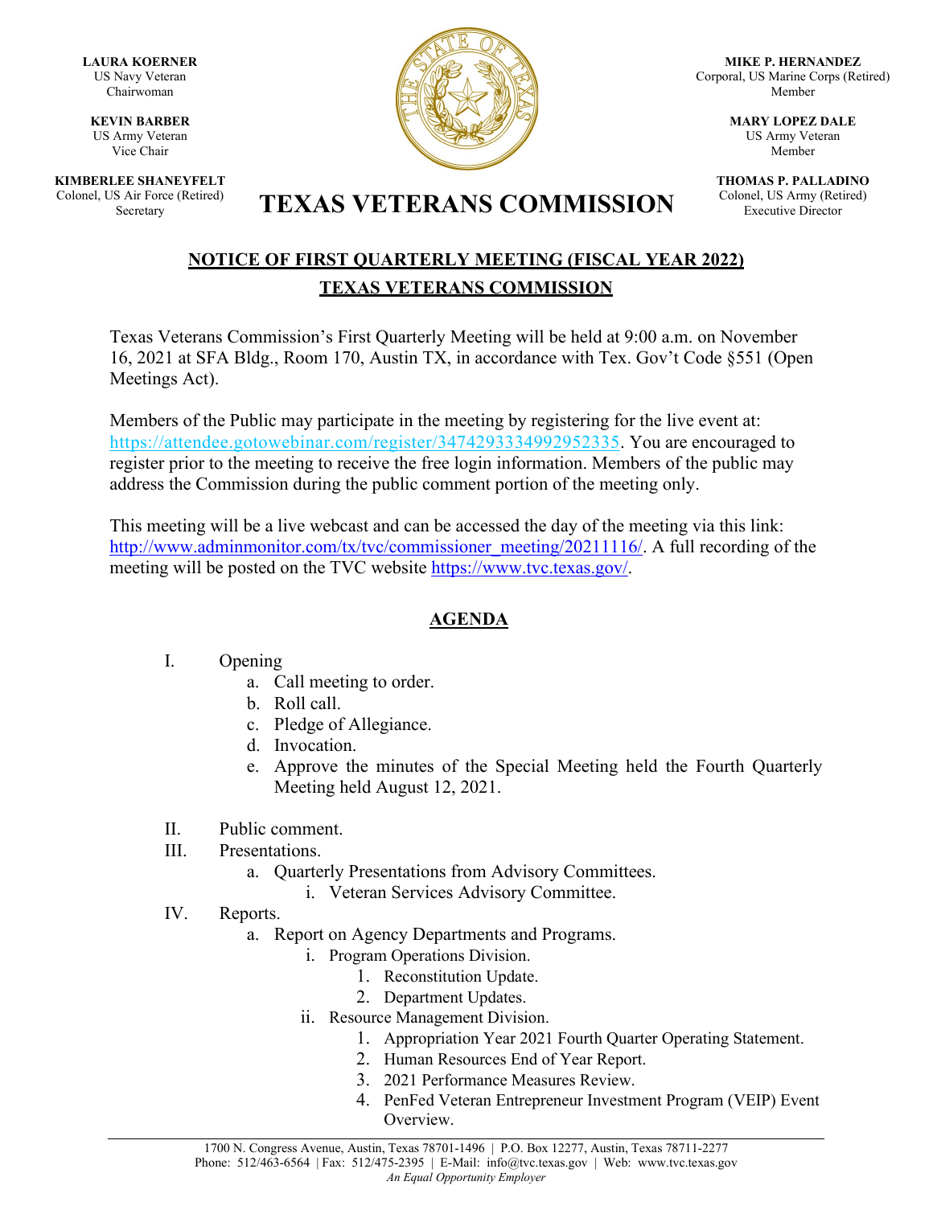**LAURA KOERNER**
US Navy Veteran
Chairwoman

**KEVIN BARBER**
US Army Veteran
Vice Chair

**KIMBERLEE SHANEYFELT**
Colonel, US Air Force (Retired)
Secretary

**MIKE P. HERNANDEZ**
Corporal, US Marine Corps (Retired)
Member

**MARY LOPEZ DALE**
US Army Veteran
Member

**THOMAS P. PALLADINO**
Colonel, US Army (Retired)
Executive Director

# TEXAS VETERANS COMMISSION

## NOTICE OF FIRST QUARTERLY MEETING (FISCAL YEAR 2022)
## TEXAS VETERANS COMMISSION

Texas Veterans Commission's First Quarterly Meeting will be held at 9:00 a.m. on November 16, 2021 at SFA Bldg., Room 170, Austin TX, in accordance with Tex. Gov't Code §551 (Open Meetings Act).

Members of the Public may participate in the meeting by registering for the live event at: https://attendee.gotowebinar.com/register/3474293334992952335. You are encouraged to register prior to the meeting to receive the free login information. Members of the public may address the Commission during the public comment portion of the meeting only.

This meeting will be a live webcast and can be accessed the day of the meeting via this link: http://www.adminmonitor.com/tx/tvc/commissioner_meeting/20211116/. A full recording of the meeting will be posted on the TVC website https://www.tvc.texas.gov/.

## AGENDA

I. Opening
   a. Call meeting to order.
   b. Roll call.
   c. Pledge of Allegiance.
   d. Invocation.
   e. Approve the minutes of the Special Meeting held the Fourth Quarterly Meeting held August 12, 2021.

II. Public comment.

III. Presentations.
   a. Quarterly Presentations from Advisory Committees.
      i. Veteran Services Advisory Committee.

IV. Reports.
   a. Report on Agency Departments and Programs.
      i. Program Operations Division.
         1. Reconstitution Update.
         2. Department Updates.
      ii. Resource Management Division.
         1. Appropriation Year 2021 Fourth Quarter Operating Statement.
         2. Human Resources End of Year Report.
         3. 2021 Performance Measures Review.
         4. PenFed Veteran Entrepreneur Investment Program (VEIP) Event Overview.

1700 N. Congress Avenue, Austin, Texas 78701-1496 | P.O. Box 12277, Austin, Texas 78711-2277
Phone: 512/463-6564 | Fax: 512/475-2395 | E-Mail: info@tvc.texas.gov | Web: www.tvc.texas.gov
*An Equal Opportunity Employer*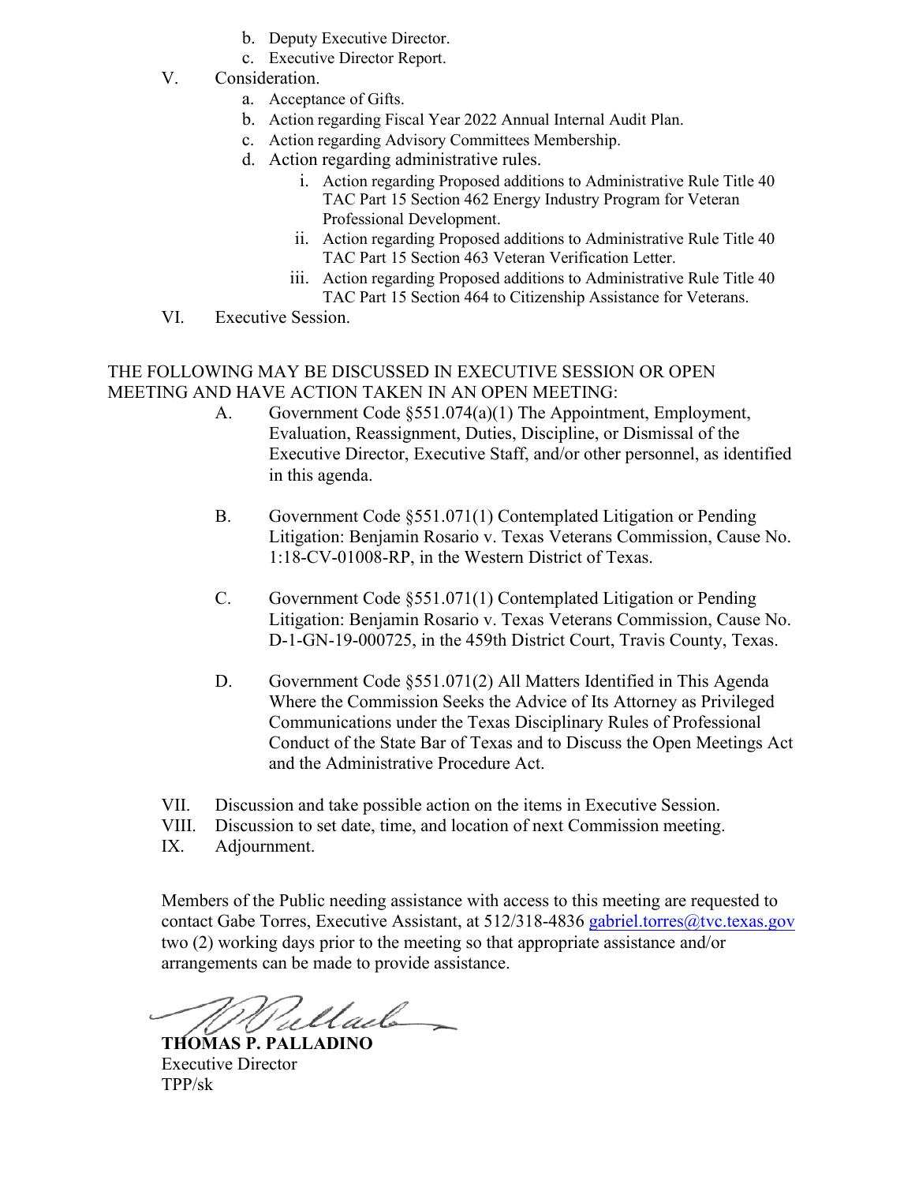b. Deputy Executive Director.
    c. Executive Director Report.

V. Consideration.
    a. Acceptance of Gifts.
    b. Action regarding Fiscal Year 2022 Annual Internal Audit Plan.
    c. Action regarding Advisory Committees Membership.
    d. Action regarding administrative rules.
        i. Action regarding Proposed additions to Administrative Rule Title 40 TAC Part 15 Section 462 Energy Industry Program for Veteran Professional Development.
        ii. Action regarding Proposed additions to Administrative Rule Title 40 TAC Part 15 Section 463 Veteran Verification Letter.
        iii. Action regarding Proposed additions to Administrative Rule Title 40 TAC Part 15 Section 464 to Citizenship Assistance for Veterans.

VI. Executive Session.

THE FOLLOWING MAY BE DISCUSSED IN EXECUTIVE SESSION OR OPEN MEETING AND HAVE ACTION TAKEN IN AN OPEN MEETING:

A. Government Code §551.074(a)(1) The Appointment, Employment, Evaluation, Reassignment, Duties, Discipline, or Dismissal of the Executive Director, Executive Staff, and/or other personnel, as identified in this agenda.

B. Government Code §551.071(1) Contemplated Litigation or Pending Litigation: Benjamin Rosario v. Texas Veterans Commission, Cause No. 1:18-CV-01008-RP, in the Western District of Texas.

C. Government Code §551.071(1) Contemplated Litigation or Pending Litigation: Benjamin Rosario v. Texas Veterans Commission, Cause No. D-1-GN-19-000725, in the 459th District Court, Travis County, Texas.

D. Government Code §551.071(2) All Matters Identified in This Agenda Where the Commission Seeks the Advice of Its Attorney as Privileged Communications under the Texas Disciplinary Rules of Professional Conduct of the State Bar of Texas and to Discuss the Open Meetings Act and the Administrative Procedure Act.

VII. Discussion and take possible action on the items in Executive Session.

VIII. Discussion to set date, time, and location of next Commission meeting.

IX. Adjournment.

Members of the Public needing assistance with access to this meeting are requested to contact Gabe Torres, Executive Assistant, at 512/318-4836 gabriel.torres@tvc.texas.gov two (2) working days prior to the meeting so that appropriate assistance and/or arrangements can be made to provide assistance.

**THOMAS P. PALLADINO**
Executive Director
TPP/sk